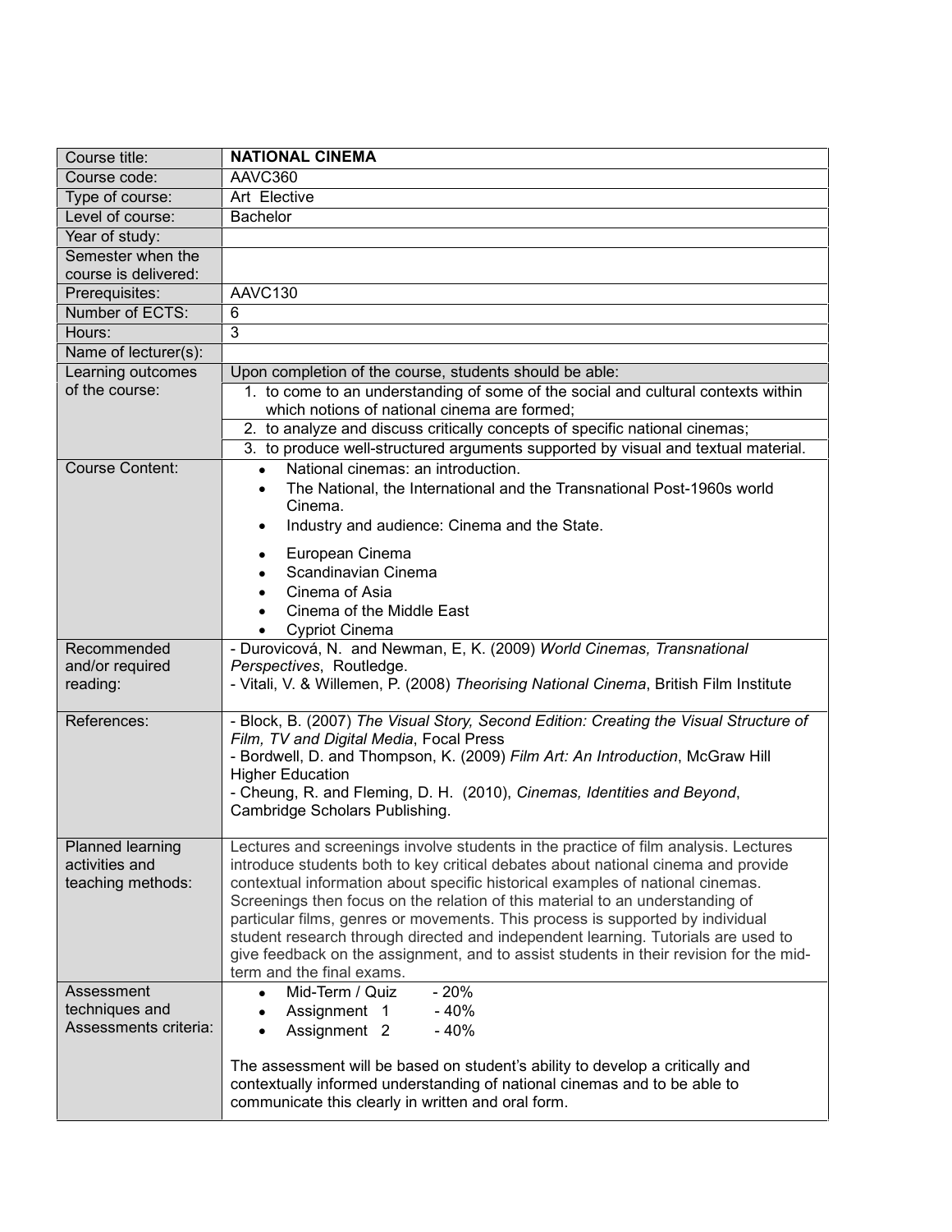| | |
|---|---|
| Course title: | **NATIONAL CINEMA** |
| Course code: | AAVC360 |
| Type of course: | Art Elective |
| Level of course: | Bachelor |
| Year of study: | |
| Semester when the course is delivered: | |
| Prerequisites: | AAVC130 |
| Number of ECTS: | 6 |
| Hours: | 3 |
| Name of lecturer(s): | |
| Learning outcomes of the course: | Upon completion of the course, students should be able:<br>1. to come to an understanding of some of the social and cultural contexts within which notions of national cinema are formed;<br>2. to analyze and discuss critically concepts of specific national cinemas;<br>3. to produce well-structured arguments supported by visual and textual material. |
| Course Content: | • National cinemas: an introduction.<br>• The National, the International and the Transnational Post-1960s world Cinema.<br>• Industry and audience: Cinema and the State.<br>• European Cinema<br>• Scandinavian Cinema<br>• Cinema of Asia<br>• Cinema of the Middle East<br>• Cypriot Cinema |
| Recommended and/or required reading: | - Durovicová, N. and Newman, E, K. (2009) *World Cinemas, Transnational Perspectives*, Routledge.<br>- Vitali, V. & Willemen, P. (2008) *Theorising National Cinema*, British Film Institute |
| References: | - Block, B. (2007) *The Visual Story, Second Edition: Creating the Visual Structure of Film, TV and Digital Media*, Focal Press<br>- Bordwell, D. and Thompson, K. (2009) *Film Art: An Introduction*, McGraw Hill Higher Education<br>- Cheung, R. and Fleming, D. H. (2010), *Cinemas, Identities and Beyond*, Cambridge Scholars Publishing. |
| Planned learning activities and teaching methods: | Lectures and screenings involve students in the practice of film analysis. Lectures introduce students both to key critical debates about national cinema and provide contextual information about specific historical examples of national cinemas. Screenings then focus on the relation of this material to an understanding of particular films, genres or movements. This process is supported by individual student research through directed and independent learning. Tutorials are used to give feedback on the assignment, and to assist students in their revision for the mid-term and the final exams. |
| Assessment techniques and Assessments criteria: | • Mid-Term / Quiz - 20%<br>• Assignment 1 - 40%<br>• Assignment 2 - 40%<br><br>The assessment will be based on student's ability to develop a critically and contextually informed understanding of national cinemas and to be able to communicate this clearly in written and oral form. |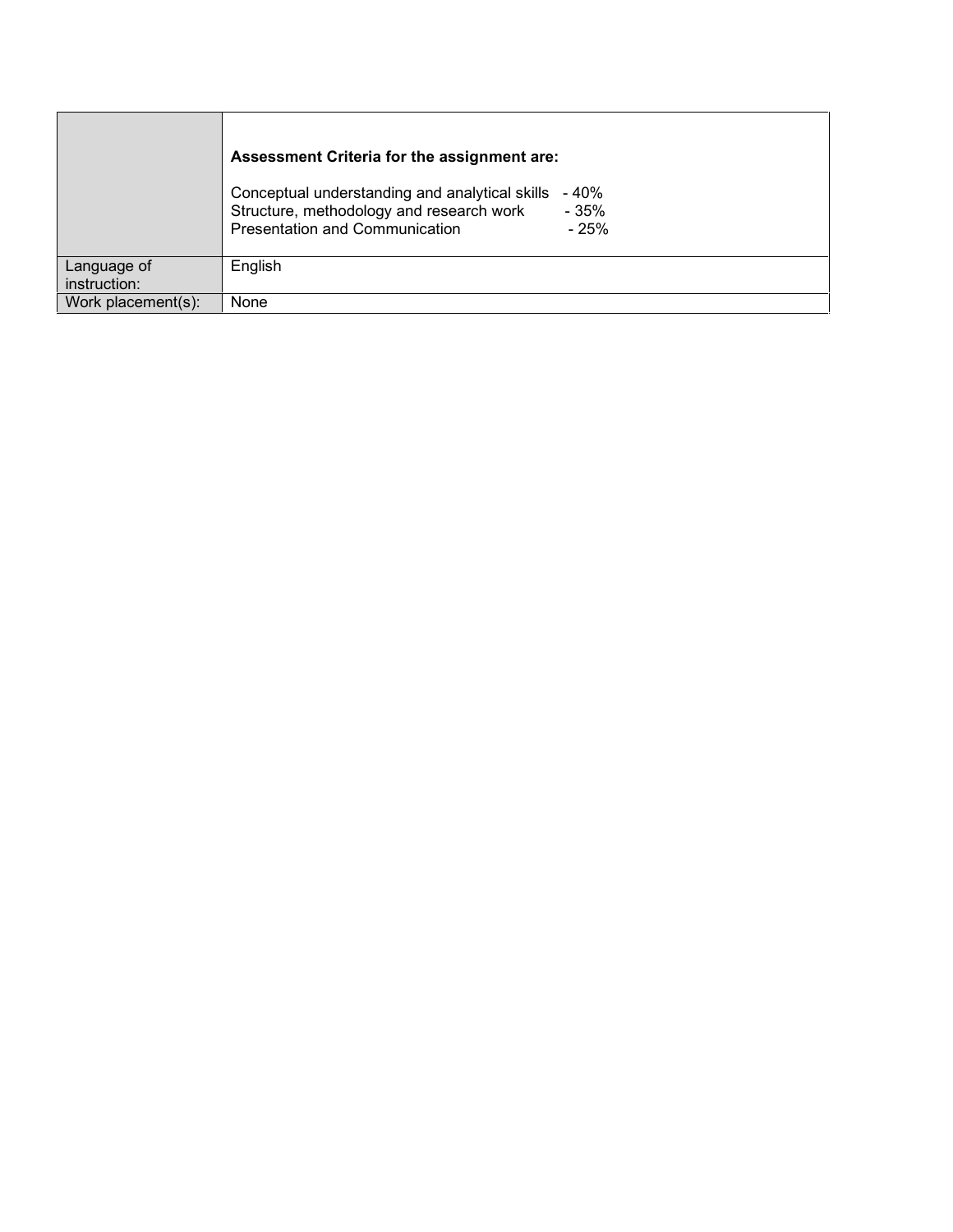| | |
|---|---|
| | **Assessment Criteria for the assignment are:**<br><br>Conceptual understanding and analytical skills - 40%<br>Structure, methodology and research work - 35%<br>Presentation and Communication - 25% |
| Language of instruction: | English |
| Work placement(s): | None |